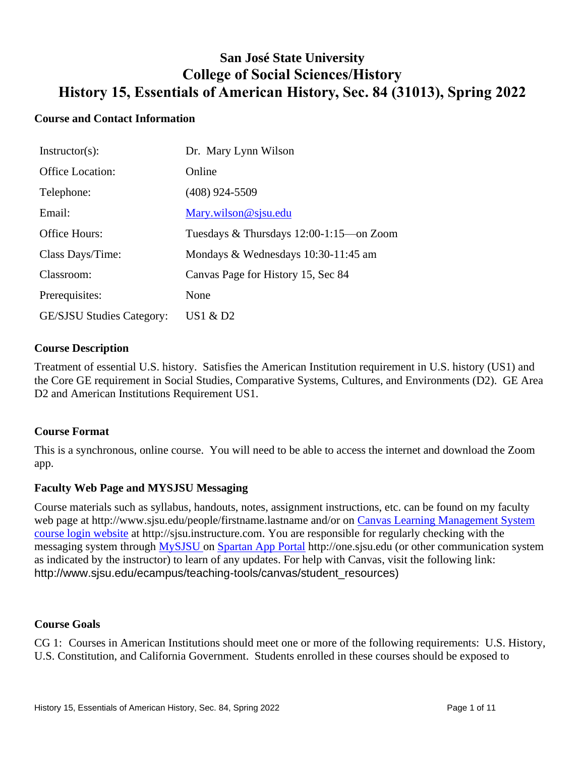# San José State University
# College of Social Sciences/History
# History 15, Essentials of American History, Sec. 84 (31013), Spring 2022

## Course and Contact Information

| | |
|---|---|
| Instructor(s): | Dr. Mary Lynn Wilson |
| Office Location: | Online |
| Telephone: | (408) 924-5509 |
| Email: | [Mary.wilson@sjsu.edu](mailto:Mary.wilson@sjsu.edu) |
| Office Hours: | Tuesdays & Thursdays 12:00-1:15—on Zoom |
| Class Days/Time: | Mondays & Wednesdays 10:30-11:45 am |
| Classroom: | Canvas Page for History 15, Sec 84 |
| Prerequisites: | None |
| GE/SJSU Studies Category: | US1 & D2 |

## Course Description

Treatment of essential U.S. history. Satisfies the American Institution requirement in U.S. history (US1) and the Core GE requirement in Social Studies, Comparative Systems, Cultures, and Environments (D2). GE Area D2 and American Institutions Requirement US1.

## Course Format

This is a synchronous, online course. You will need to be able to access the internet and download the Zoom app.

## Faculty Web Page and MYSJSU Messaging

Course materials such as syllabus, handouts, notes, assignment instructions, etc. can be found on my faculty web page at http://www.sjsu.edu/people/firstname.lastname and/or on Canvas Learning Management System course login website at http://sjsu.instructure.com. You are responsible for regularly checking with the messaging system through MySJSU on Spartan App Portal http://one.sjsu.edu (or other communication system as indicated by the instructor) to learn of any updates. For help with Canvas, visit the following link: http://www.sjsu.edu/ecampus/teaching-tools/canvas/student_resources)

## Course Goals

CG 1: Courses in American Institutions should meet one or more of the following requirements: U.S. History, U.S. Constitution, and California Government. Students enrolled in these courses should be exposed to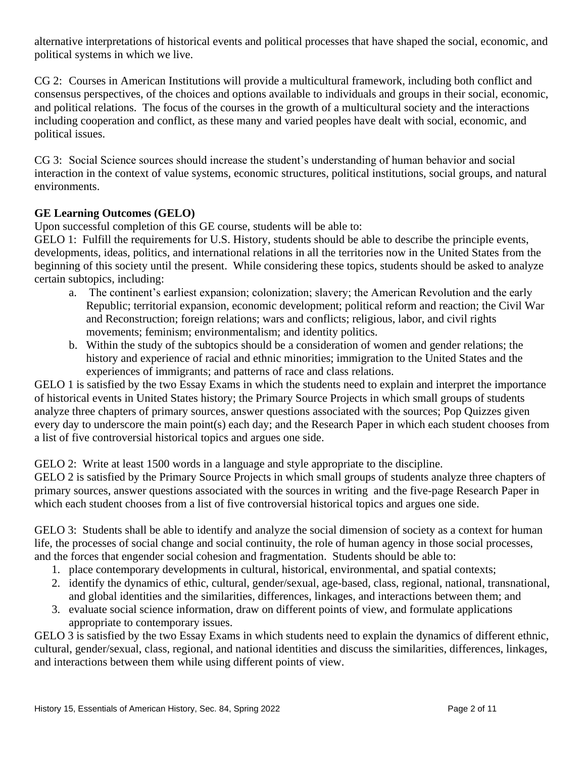alternative interpretations of historical events and political processes that have shaped the social, economic, and political systems in which we live.

CG 2: Courses in American Institutions will provide a multicultural framework, including both conflict and consensus perspectives, of the choices and options available to individuals and groups in their social, economic, and political relations. The focus of the courses in the growth of a multicultural society and the interactions including cooperation and conflict, as these many and varied peoples have dealt with social, economic, and political issues.

CG 3: Social Science sources should increase the student's understanding of human behavior and social interaction in the context of value systems, economic structures, political institutions, social groups, and natural environments.

**GE Learning Outcomes (GELO)**

Upon successful completion of this GE course, students will be able to:

GELO 1: Fulfill the requirements for U.S. History, students should be able to describe the principle events, developments, ideas, politics, and international relations in all the territories now in the United States from the beginning of this society until the present. While considering these topics, students should be asked to analyze certain subtopics, including:

a. The continent's earliest expansion; colonization; slavery; the American Revolution and the early Republic; territorial expansion, economic development; political reform and reaction; the Civil War and Reconstruction; foreign relations; wars and conflicts; religious, labor, and civil rights movements; feminism; environmentalism; and identity politics.
b. Within the study of the subtopics should be a consideration of women and gender relations; the history and experience of racial and ethnic minorities; immigration to the United States and the experiences of immigrants; and patterns of race and class relations.

GELO 1 is satisfied by the two Essay Exams in which the students need to explain and interpret the importance of historical events in United States history; the Primary Source Projects in which small groups of students analyze three chapters of primary sources, answer questions associated with the sources; Pop Quizzes given every day to underscore the main point(s) each day; and the Research Paper in which each student chooses from a list of five controversial historical topics and argues one side.

GELO 2: Write at least 1500 words in a language and style appropriate to the discipline.

GELO 2 is satisfied by the Primary Source Projects in which small groups of students analyze three chapters of primary sources, answer questions associated with the sources in writing and the five-page Research Paper in which each student chooses from a list of five controversial historical topics and argues one side.

GELO 3: Students shall be able to identify and analyze the social dimension of society as a context for human life, the processes of social change and social continuity, the role of human agency in those social processes, and the forces that engender social cohesion and fragmentation. Students should be able to:

1. place contemporary developments in cultural, historical, environmental, and spatial contexts;
2. identify the dynamics of ethic, cultural, gender/sexual, age-based, class, regional, national, transnational, and global identities and the similarities, differences, linkages, and interactions between them; and
3. evaluate social science information, draw on different points of view, and formulate applications appropriate to contemporary issues.

GELO 3 is satisfied by the two Essay Exams in which students need to explain the dynamics of different ethnic, cultural, gender/sexual, class, regional, and national identities and discuss the similarities, differences, linkages, and interactions between them while using different points of view.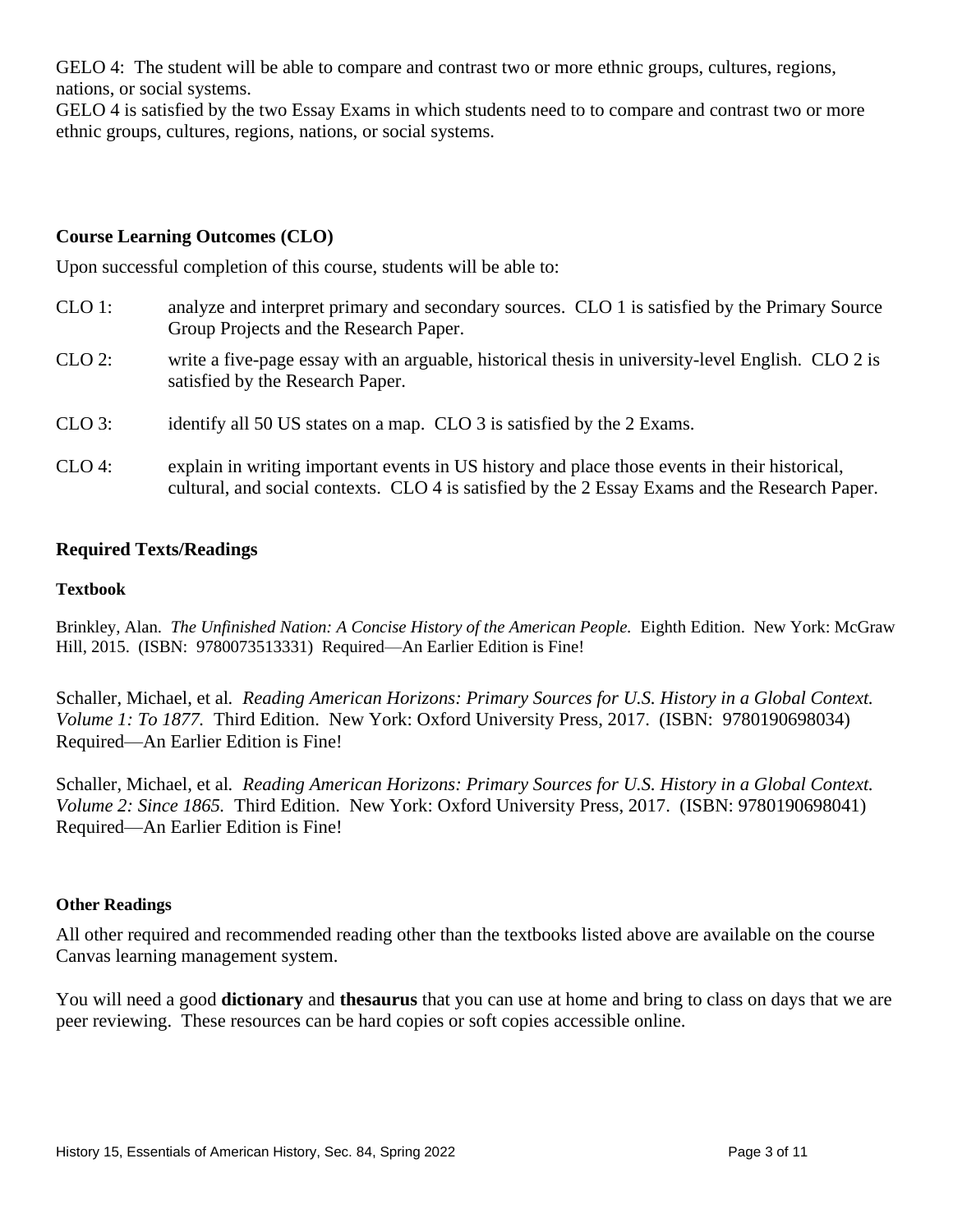GELO 4: The student will be able to compare and contrast two or more ethnic groups, cultures, regions, nations, or social systems.
GELO 4 is satisfied by the two Essay Exams in which students need to to compare and contrast two or more ethnic groups, cultures, regions, nations, or social systems.

## Course Learning Outcomes (CLO)

Upon successful completion of this course, students will be able to:

CLO 1: analyze and interpret primary and secondary sources. CLO 1 is satisfied by the Primary Source Group Projects and the Research Paper.

CLO 2: write a five-page essay with an arguable, historical thesis in university-level English. CLO 2 is satisfied by the Research Paper.

CLO 3: identify all 50 US states on a map. CLO 3 is satisfied by the 2 Exams.

CLO 4: explain in writing important events in US history and place those events in their historical, cultural, and social contexts. CLO 4 is satisfied by the 2 Essay Exams and the Research Paper.

## Required Texts/Readings

### Textbook

Brinkley, Alan. *The Unfinished Nation: A Concise History of the American People.* Eighth Edition. New York: McGraw Hill, 2015. (ISBN: 9780073513331) Required—An Earlier Edition is Fine!

Schaller, Michael, et al. *Reading American Horizons: Primary Sources for U.S. History in a Global Context. Volume 1: To 1877.* Third Edition. New York: Oxford University Press, 2017. (ISBN: 9780190698034) Required—An Earlier Edition is Fine!

Schaller, Michael, et al. *Reading American Horizons: Primary Sources for U.S. History in a Global Context. Volume 2: Since 1865.* Third Edition. New York: Oxford University Press, 2017. (ISBN: 9780190698041) Required—An Earlier Edition is Fine!

### Other Readings

All other required and recommended reading other than the textbooks listed above are available on the course Canvas learning management system.

You will need a good **dictionary** and **thesaurus** that you can use at home and bring to class on days that we are peer reviewing. These resources can be hard copies or soft copies accessible online.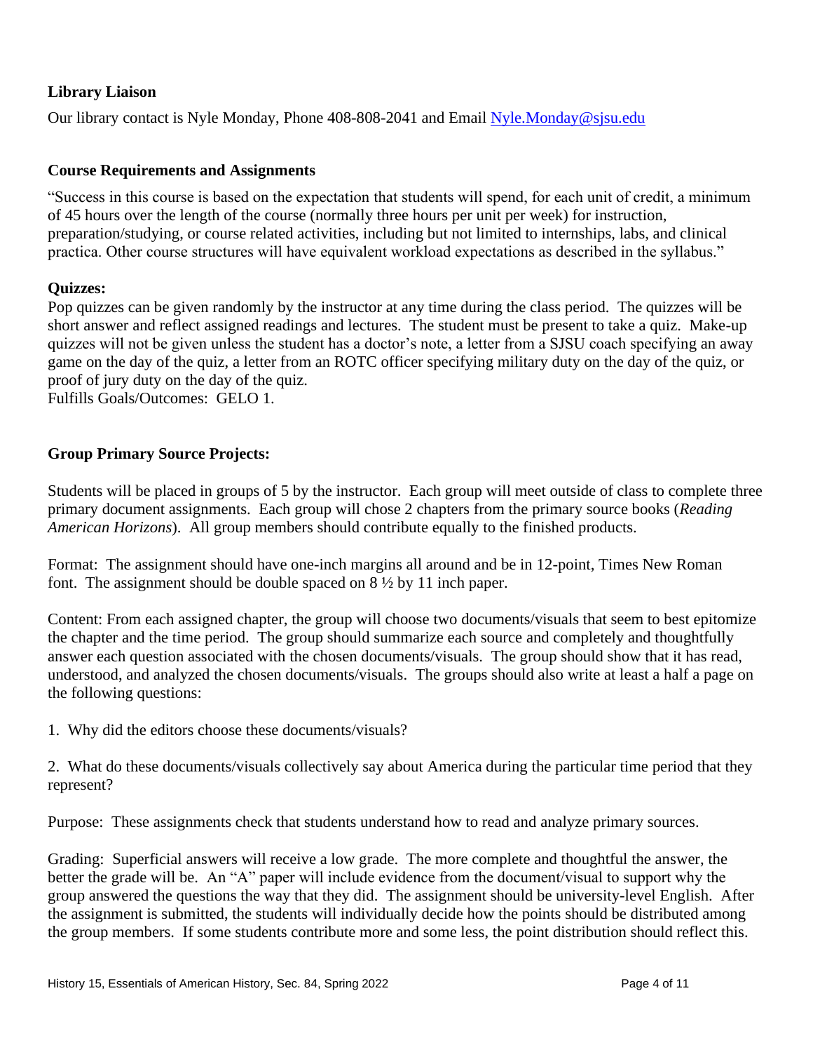**Library Liaison**

Our library contact is Nyle Monday, Phone 408-808-2041 and Email [Nyle.Monday@sjsu.edu](mailto:Nyle.Monday@sjsu.edu)

**Course Requirements and Assignments**

"Success in this course is based on the expectation that students will spend, for each unit of credit, a minimum of 45 hours over the length of the course (normally three hours per unit per week) for instruction, preparation/studying, or course related activities, including but not limited to internships, labs, and clinical practica. Other course structures will have equivalent workload expectations as described in the syllabus."

**Quizzes:**

Pop quizzes can be given randomly by the instructor at any time during the class period. The quizzes will be short answer and reflect assigned readings and lectures. The student must be present to take a quiz. Make-up quizzes will not be given unless the student has a doctor's note, a letter from a SJSU coach specifying an away game on the day of the quiz, a letter from an ROTC officer specifying military duty on the day of the quiz, or proof of jury duty on the day of the quiz.
Fulfills Goals/Outcomes: GELO 1.

**Group Primary Source Projects:**

Students will be placed in groups of 5 by the instructor. Each group will meet outside of class to complete three primary document assignments. Each group will chose 2 chapters from the primary source books (*Reading American Horizons*). All group members should contribute equally to the finished products.

Format: The assignment should have one-inch margins all around and be in 12-point, Times New Roman font. The assignment should be double spaced on 8 ½ by 11 inch paper.

Content: From each assigned chapter, the group will choose two documents/visuals that seem to best epitomize the chapter and the time period. The group should summarize each source and completely and thoughtfully answer each question associated with the chosen documents/visuals. The group should show that it has read, understood, and analyzed the chosen documents/visuals. The groups should also write at least a half a page on the following questions:

1. Why did the editors choose these documents/visuals?

2. What do these documents/visuals collectively say about America during the particular time period that they represent?

Purpose: These assignments check that students understand how to read and analyze primary sources.

Grading: Superficial answers will receive a low grade. The more complete and thoughtful the answer, the better the grade will be. An "A" paper will include evidence from the document/visual to support why the group answered the questions the way that they did. The assignment should be university-level English. After the assignment is submitted, the students will individually decide how the points should be distributed among the group members. If some students contribute more and some less, the point distribution should reflect this.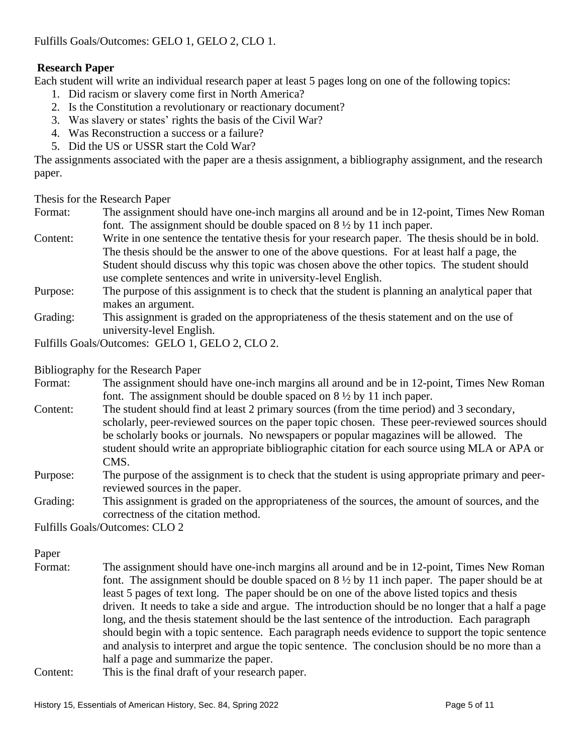Fulfills Goals/Outcomes: GELO 1, GELO 2, CLO 1.

## Research Paper

Each student will write an individual research paper at least 5 pages long on one of the following topics:

1. Did racism or slavery come first in North America?
2. Is the Constitution a revolutionary or reactionary document?
3. Was slavery or states' rights the basis of the Civil War?
4. Was Reconstruction a success or a failure?
5. Did the US or USSR start the Cold War?

The assignments associated with the paper are a thesis assignment, a bibliography assignment, and the research paper.

### Thesis for the Research Paper

Format: The assignment should have one-inch margins all around and be in 12-point, Times New Roman font. The assignment should be double spaced on 8 ½ by 11 inch paper.

Content: Write in one sentence the tentative thesis for your research paper. The thesis should be in bold. The thesis should be the answer to one of the above questions. For at least half a page, the Student should discuss why this topic was chosen above the other topics. The student should use complete sentences and write in university-level English.

Purpose: The purpose of this assignment is to check that the student is planning an analytical paper that makes an argument.

Grading: This assignment is graded on the appropriateness of the thesis statement and on the use of university-level English.

Fulfills Goals/Outcomes: GELO 1, GELO 2, CLO 2.

### Bibliography for the Research Paper

Format: The assignment should have one-inch margins all around and be in 12-point, Times New Roman font. The assignment should be double spaced on 8 ½ by 11 inch paper.

Content: The student should find at least 2 primary sources (from the time period) and 3 secondary, scholarly, peer-reviewed sources on the paper topic chosen. These peer-reviewed sources should be scholarly books or journals. No newspapers or popular magazines will be allowed. The student should write an appropriate bibliographic citation for each source using MLA or APA or CMS.

Purpose: The purpose of the assignment is to check that the student is using appropriate primary and peer-reviewed sources in the paper.

Grading: This assignment is graded on the appropriateness of the sources, the amount of sources, and the correctness of the citation method.

Fulfills Goals/Outcomes: CLO 2

### Paper

Format: The assignment should have one-inch margins all around and be in 12-point, Times New Roman font. The assignment should be double spaced on 8 ½ by 11 inch paper. The paper should be at least 5 pages of text long. The paper should be on one of the above listed topics and thesis driven. It needs to take a side and argue. The introduction should be no longer that a half a page long, and the thesis statement should be the last sentence of the introduction. Each paragraph should begin with a topic sentence. Each paragraph needs evidence to support the topic sentence and analysis to interpret and argue the topic sentence. The conclusion should be no more than a half a page and summarize the paper.

Content: This is the final draft of your research paper.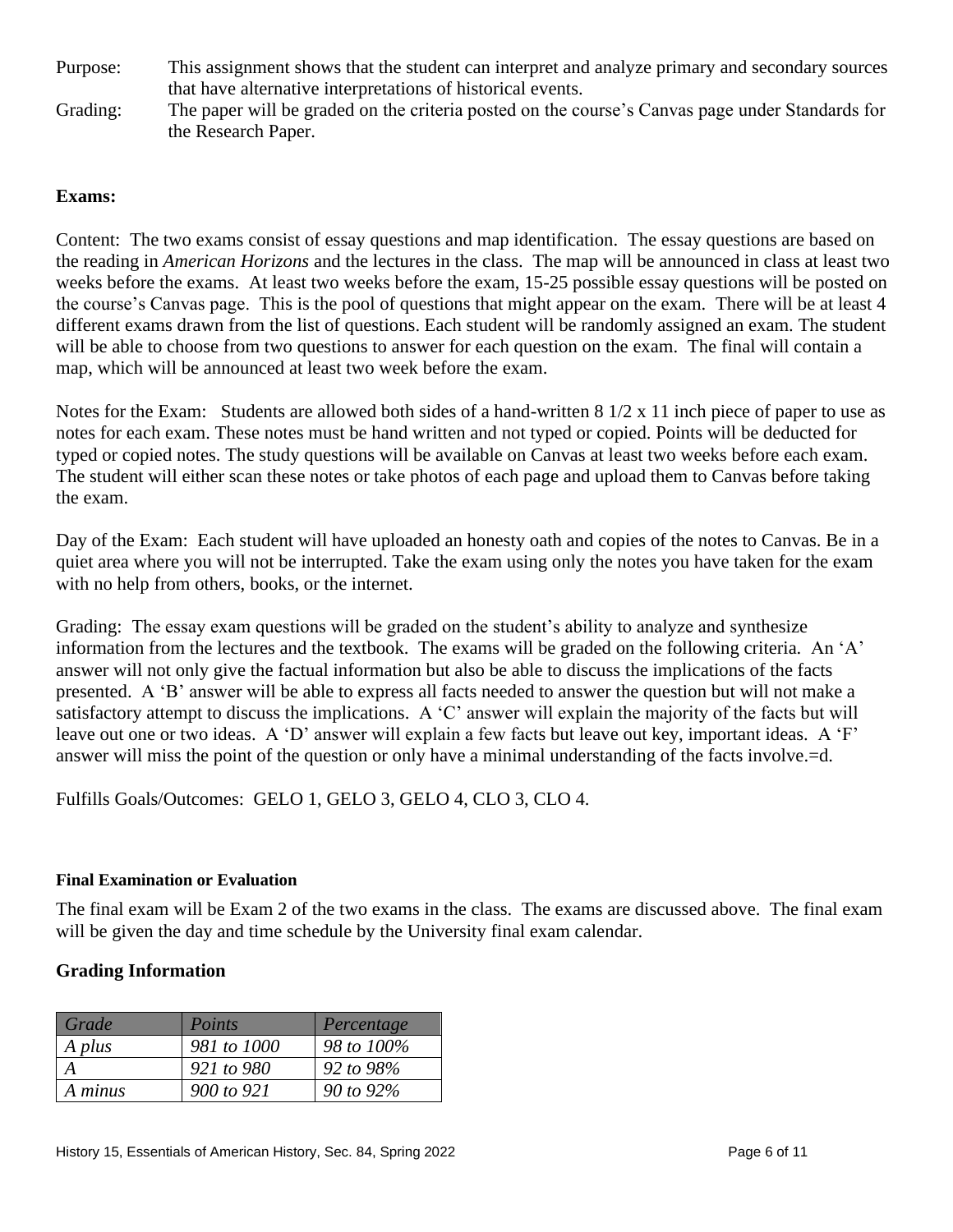Purpose: This assignment shows that the student can interpret and analyze primary and secondary sources that have alternative interpretations of historical events.

Grading: The paper will be graded on the criteria posted on the course's Canvas page under Standards for the Research Paper.

**Exams:**

Content: The two exams consist of essay questions and map identification. The essay questions are based on the reading in *American Horizons* and the lectures in the class. The map will be announced in class at least two weeks before the exams. At least two weeks before the exam, 15-25 possible essay questions will be posted on the course's Canvas page. This is the pool of questions that might appear on the exam. There will be at least 4 different exams drawn from the list of questions. Each student will be randomly assigned an exam. The student will be able to choose from two questions to answer for each question on the exam. The final will contain a map, which will be announced at least two week before the exam.

Notes for the Exam: Students are allowed both sides of a hand-written 8 1/2 x 11 inch piece of paper to use as notes for each exam. These notes must be hand written and not typed or copied. Points will be deducted for typed or copied notes. The study questions will be available on Canvas at least two weeks before each exam. The student will either scan these notes or take photos of each page and upload them to Canvas before taking the exam.

Day of the Exam: Each student will have uploaded an honesty oath and copies of the notes to Canvas. Be in a quiet area where you will not be interrupted. Take the exam using only the notes you have taken for the exam with no help from others, books, or the internet.

Grading: The essay exam questions will be graded on the student's ability to analyze and synthesize information from the lectures and the textbook. The exams will be graded on the following criteria. An 'A' answer will not only give the factual information but also be able to discuss the implications of the facts presented. A 'B' answer will be able to express all facts needed to answer the question but will not make a satisfactory attempt to discuss the implications. A 'C' answer will explain the majority of the facts but will leave out one or two ideas. A 'D' answer will explain a few facts but leave out key, important ideas. A 'F' answer will miss the point of the question or only have a minimal understanding of the facts involve.=d.

Fulfills Goals/Outcomes: GELO 1, GELO 3, GELO 4, CLO 3, CLO 4.

#### Final Examination or Evaluation

The final exam will be Exam 2 of the two exams in the class. The exams are discussed above. The final exam will be given the day and time schedule by the University final exam calendar.

### Grading Information

| *Grade* | *Points* | *Percentage* |
|---|---|---|
| *A plus* | *981 to 1000* | *98 to 100%* |
| *A* | *921 to 980* | *92 to 98%* |
| *A minus* | *900 to 921* | *90 to 92%* |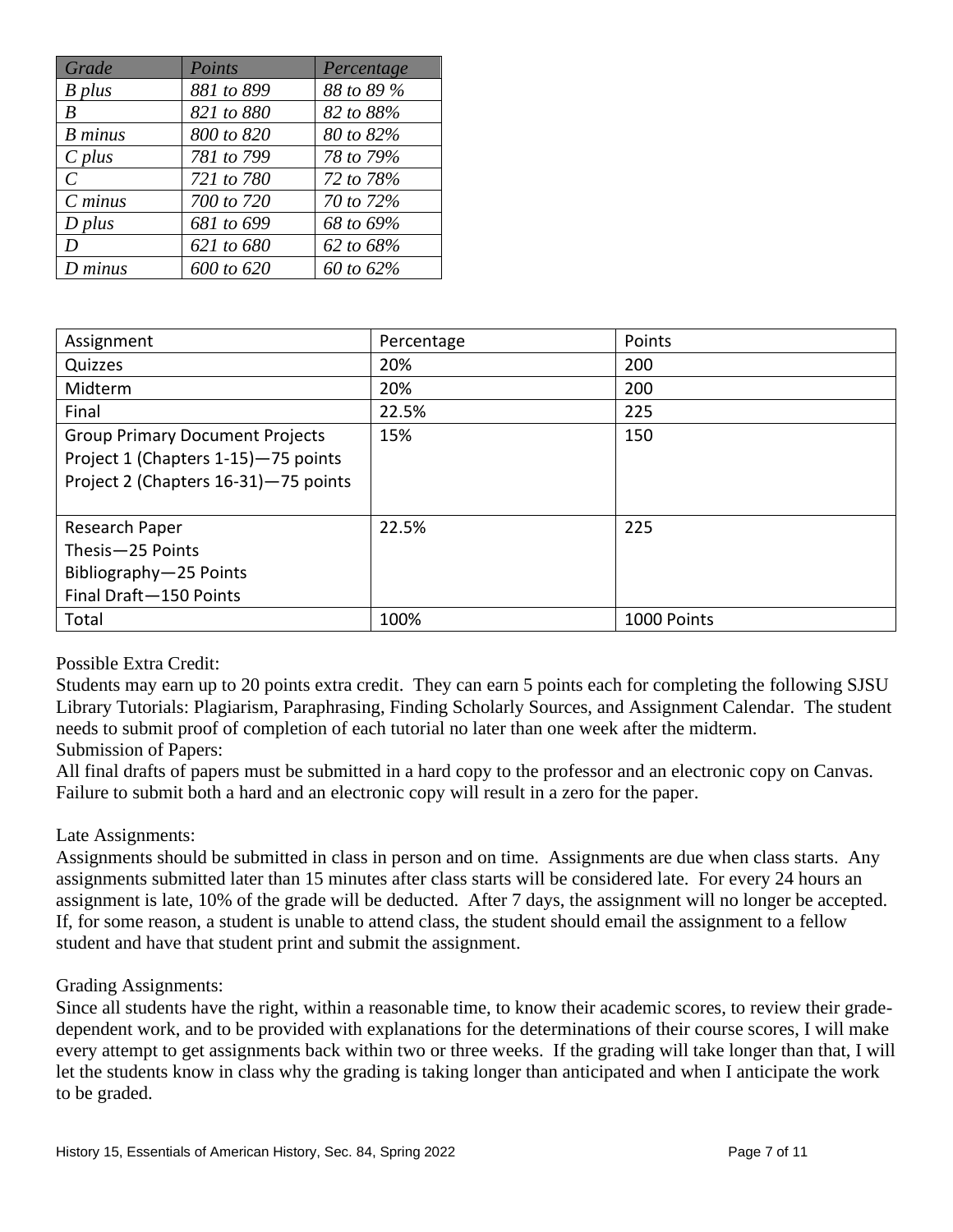| *Grade* | *Points* | *Percentage* |
| --- | --- | --- |
| *B plus* | *881 to 899* | *88 to 89 %* |
| *B* | *821 to 880* | *82 to 88%* |
| *B minus* | *800 to 820* | *80 to 82%* |
| *C plus* | *781 to 799* | *78 to 79%* |
| *C* | *721 to 780* | *72 to 78%* |
| *C minus* | *700 to 720* | *70 to 72%* |
| *D plus* | *681 to 699* | *68 to 69%* |
| *D* | *621 to 680* | *62 to 68%* |
| *D minus* | *600 to 620* | *60 to 62%* |

| Assignment | Percentage | Points |
| --- | --- | --- |
| Quizzes | 20% | 200 |
| Midterm | 20% | 200 |
| Final | 22.5% | 225 |
| Group Primary Document Projects<br>Project 1 (Chapters 1-15)—75 points<br>Project 2 (Chapters 16-31)—75 points | 15% | 150 |
| Research Paper<br>Thesis—25 Points<br>Bibliography—25 Points<br>Final Draft—150 Points | 22.5% | 225 |
| Total | 100% | 1000 Points |

Possible Extra Credit:
Students may earn up to 20 points extra credit. They can earn 5 points each for completing the following SJSU Library Tutorials: Plagiarism, Paraphrasing, Finding Scholarly Sources, and Assignment Calendar. The student needs to submit proof of completion of each tutorial no later than one week after the midterm.

Submission of Papers:
All final drafts of papers must be submitted in a hard copy to the professor and an electronic copy on Canvas. Failure to submit both a hard and an electronic copy will result in a zero for the paper.

Late Assignments:
Assignments should be submitted in class in person and on time. Assignments are due when class starts. Any assignments submitted later than 15 minutes after class starts will be considered late. For every 24 hours an assignment is late, 10% of the grade will be deducted. After 7 days, the assignment will no longer be accepted. If, for some reason, a student is unable to attend class, the student should email the assignment to a fellow student and have that student print and submit the assignment.

Grading Assignments:
Since all students have the right, within a reasonable time, to know their academic scores, to review their grade-dependent work, and to be provided with explanations for the determinations of their course scores, I will make every attempt to get assignments back within two or three weeks. If the grading will take longer than that, I will let the students know in class why the grading is taking longer than anticipated and when I anticipate the work to be graded.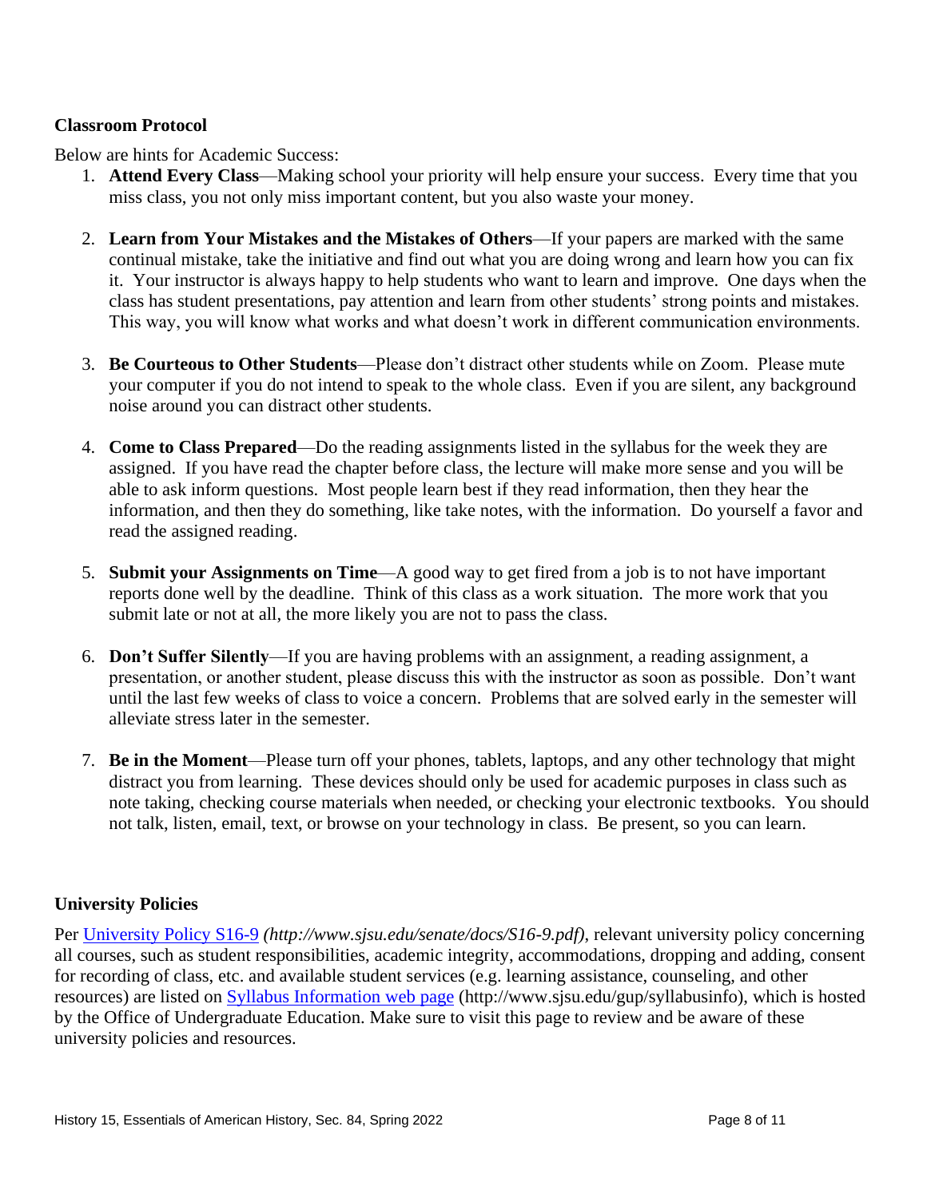### Classroom Protocol

Below are hints for Academic Success:

1. **Attend Every Class**—Making school your priority will help ensure your success. Every time that you miss class, you not only miss important content, but you also waste your money.

2. **Learn from Your Mistakes and the Mistakes of Others**—If your papers are marked with the same continual mistake, take the initiative and find out what you are doing wrong and learn how you can fix it. Your instructor is always happy to help students who want to learn and improve. One days when the class has student presentations, pay attention and learn from other students' strong points and mistakes. This way, you will know what works and what doesn't work in different communication environments.

3. **Be Courteous to Other Students**—Please don't distract other students while on Zoom. Please mute your computer if you do not intend to speak to the whole class. Even if you are silent, any background noise around you can distract other students.

4. **Come to Class Prepared**—Do the reading assignments listed in the syllabus for the week they are assigned. If you have read the chapter before class, the lecture will make more sense and you will be able to ask inform questions. Most people learn best if they read information, then they hear the information, and then they do something, like take notes, with the information. Do yourself a favor and read the assigned reading.

5. **Submit your Assignments on Time**—A good way to get fired from a job is to not have important reports done well by the deadline. Think of this class as a work situation. The more work that you submit late or not at all, the more likely you are not to pass the class.

6. **Don't Suffer Silently**—If you are having problems with an assignment, a reading assignment, a presentation, or another student, please discuss this with the instructor as soon as possible. Don't want until the last few weeks of class to voice a concern. Problems that are solved early in the semester will alleviate stress later in the semester.

7. **Be in the Moment**—Please turn off your phones, tablets, laptops, and any other technology that might distract you from learning. These devices should only be used for academic purposes in class such as note taking, checking course materials when needed, or checking your electronic textbooks. You should not talk, listen, email, text, or browse on your technology in class. Be present, so you can learn.

### University Policies

Per [University Policy S16-9](http://www.sjsu.edu/senate/docs/S16-9.pdf) *(http://www.sjsu.edu/senate/docs/S16-9.pdf)*, relevant university policy concerning all courses, such as student responsibilities, academic integrity, accommodations, dropping and adding, consent for recording of class, etc. and available student services (e.g. learning assistance, counseling, and other resources) are listed on [Syllabus Information web page](http://www.sjsu.edu/gup/syllabusinfo) (http://www.sjsu.edu/gup/syllabusinfo), which is hosted by the Office of Undergraduate Education. Make sure to visit this page to review and be aware of these university policies and resources.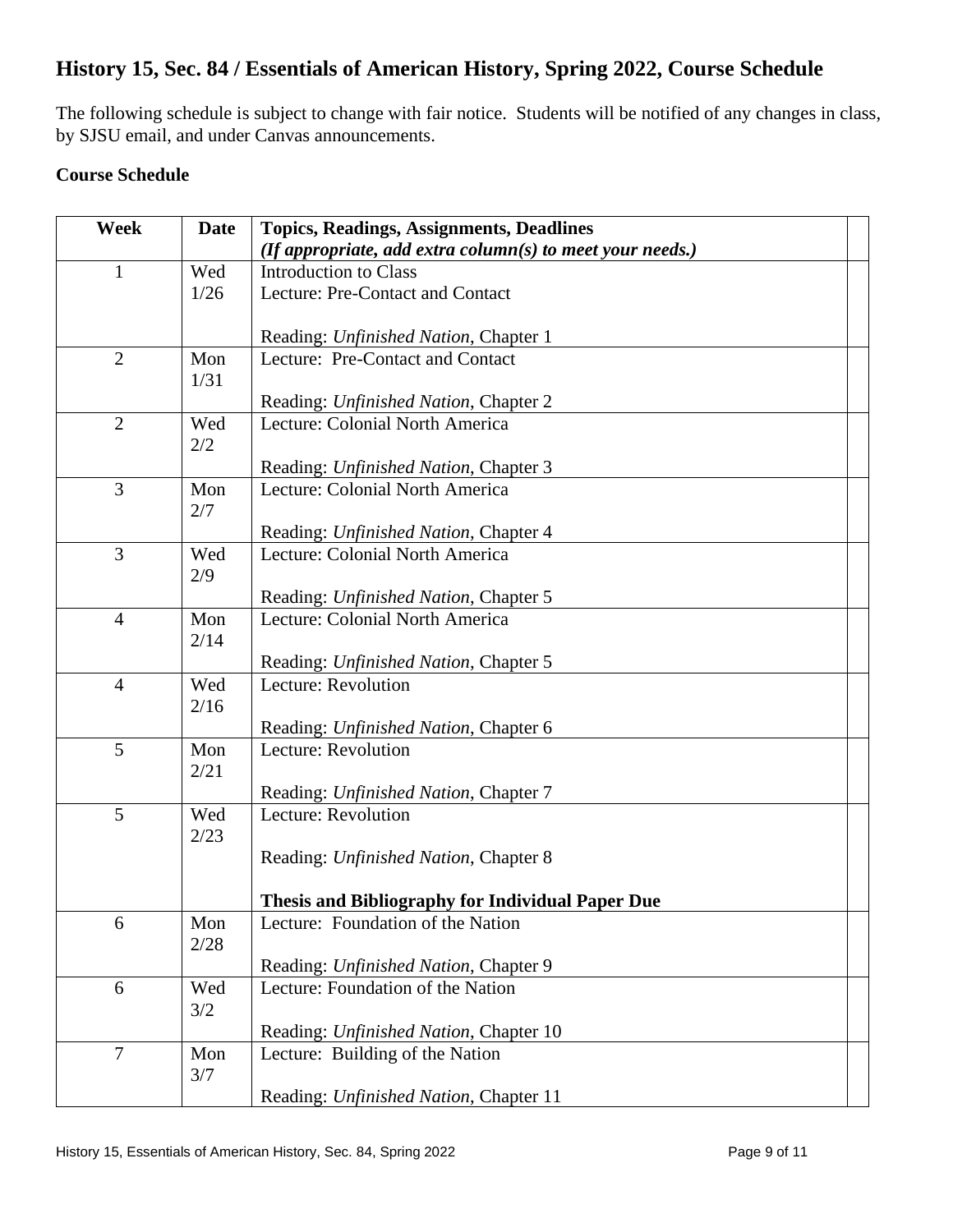## History 15, Sec. 84 / Essentials of American History, Spring 2022, Course Schedule

The following schedule is subject to change with fair notice. Students will be notified of any changes in class, by SJSU email, and under Canvas announcements.

### Course Schedule

| Week | Date | Topics, Readings, Assignments, Deadlines<br>***(If appropriate, add extra column(s) to meet your needs.)*** | |
|---|---|---|---|
| 1 | Wed 1/26 | Introduction to Class<br>Lecture: Pre-Contact and Contact<br><br>Reading: *Unfinished Nation*, Chapter 1 | |
| 2 | Mon 1/31 | Lecture: Pre-Contact and Contact<br><br>Reading: *Unfinished Nation*, Chapter 2 | |
| 2 | Wed 2/2 | Lecture: Colonial North America<br><br>Reading: *Unfinished Nation*, Chapter 3 | |
| 3 | Mon 2/7 | Lecture: Colonial North America<br><br>Reading: *Unfinished Nation*, Chapter 4 | |
| 3 | Wed 2/9 | Lecture: Colonial North America<br><br>Reading: *Unfinished Nation*, Chapter 5 | |
| 4 | Mon 2/14 | Lecture: Colonial North America<br><br>Reading: *Unfinished Nation*, Chapter 5 | |
| 4 | Wed 2/16 | Lecture: Revolution<br><br>Reading: *Unfinished Nation*, Chapter 6 | |
| 5 | Mon 2/21 | Lecture: Revolution<br><br>Reading: *Unfinished Nation*, Chapter 7 | |
| 5 | Wed 2/23 | Lecture: Revolution<br><br>Reading: *Unfinished Nation*, Chapter 8<br><br>**Thesis and Bibliography for Individual Paper Due** | |
| 6 | Mon 2/28 | Lecture: Foundation of the Nation<br><br>Reading: *Unfinished Nation*, Chapter 9 | |
| 6 | Wed 3/2 | Lecture: Foundation of the Nation<br><br>Reading: *Unfinished Nation*, Chapter 10 | |
| 7 | Mon 3/7 | Lecture: Building of the Nation<br><br>Reading: *Unfinished Nation*, Chapter 11 | |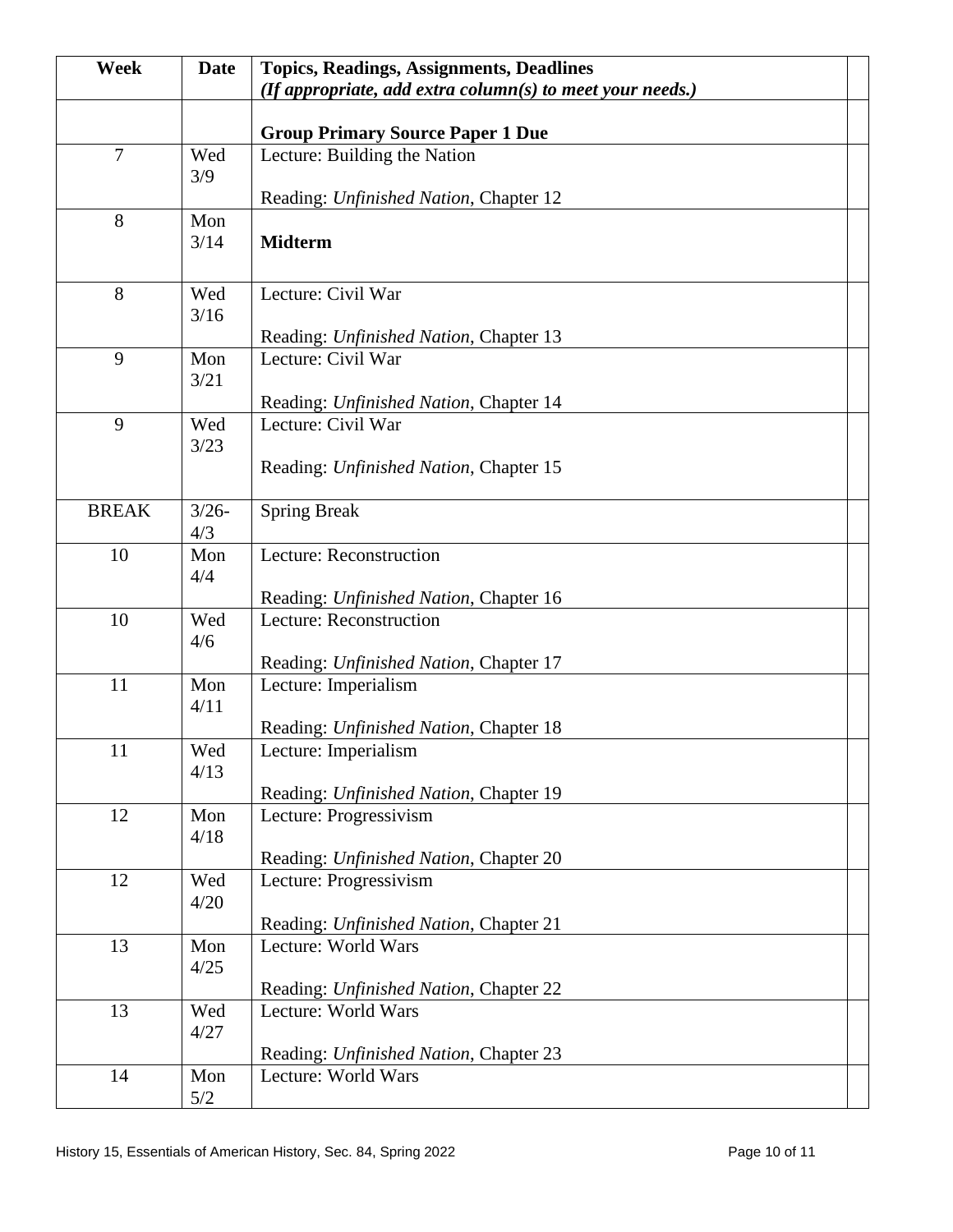| Week | Date | Topics, Readings, Assignments, Deadlines *(If appropriate, add extra column(s) to meet your needs.)* | |
|---|---|---|---|
| | | **Group Primary Source Paper 1 Due** | |
| 7 | Wed 3/9 | Lecture: Building the Nation<br><br>Reading: *Unfinished Nation*, Chapter 12 | |
| 8 | Mon 3/14 | **Midterm** | |
| 8 | Wed 3/16 | Lecture: Civil War<br><br>Reading: *Unfinished Nation*, Chapter 13 | |
| 9 | Mon 3/21 | Lecture: Civil War<br><br>Reading: *Unfinished Nation*, Chapter 14 | |
| 9 | Wed 3/23 | Lecture: Civil War<br><br>Reading: *Unfinished Nation*, Chapter 15 | |
| BREAK | 3/26-4/3 | Spring Break | |
| 10 | Mon 4/4 | Lecture: Reconstruction<br><br>Reading: *Unfinished Nation*, Chapter 16 | |
| 10 | Wed 4/6 | Lecture: Reconstruction<br><br>Reading: *Unfinished Nation*, Chapter 17 | |
| 11 | Mon 4/11 | Lecture: Imperialism<br><br>Reading: *Unfinished Nation*, Chapter 18 | |
| 11 | Wed 4/13 | Lecture: Imperialism<br><br>Reading: *Unfinished Nation*, Chapter 19 | |
| 12 | Mon 4/18 | Lecture: Progressivism<br><br>Reading: *Unfinished Nation*, Chapter 20 | |
| 12 | Wed 4/20 | Lecture: Progressivism<br><br>Reading: *Unfinished Nation*, Chapter 21 | |
| 13 | Mon 4/25 | Lecture: World Wars<br><br>Reading: *Unfinished Nation*, Chapter 22 | |
| 13 | Wed 4/27 | Lecture: World Wars<br><br>Reading: *Unfinished Nation*, Chapter 23 | |
| 14 | Mon 5/2 | Lecture: World Wars | |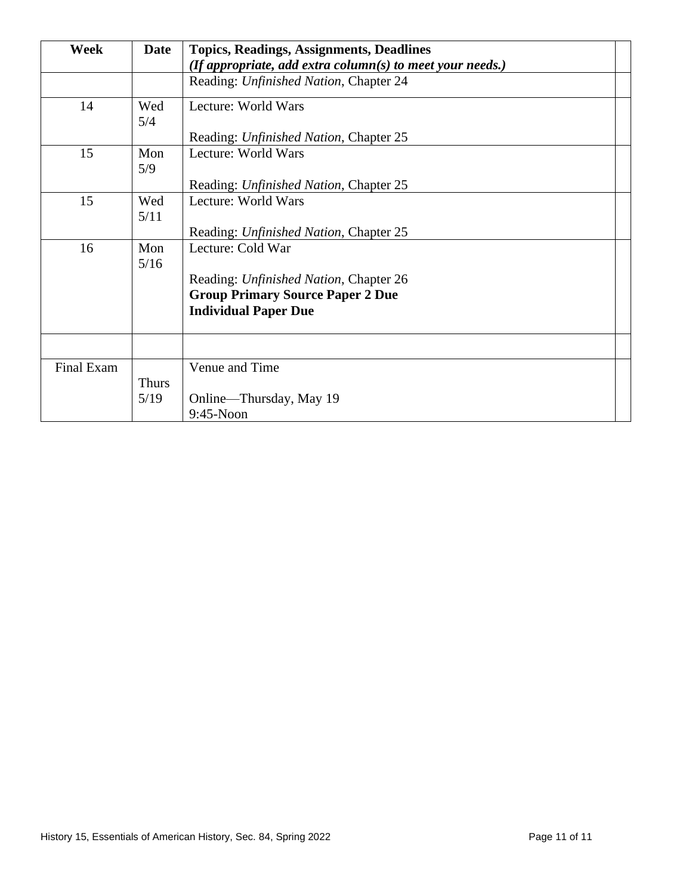| Week | Date | Topics, Readings, Assignments, Deadlines<br>***(If appropriate, add extra column(s) to meet your needs.)*** | |
|---|---|---|---|
| | | Reading: *Unfinished Nation*, Chapter 24 | |
| 14 | Wed 5/4 | Lecture: World Wars<br><br>Reading: *Unfinished Nation*, Chapter 25 | |
| 15 | Mon 5/9 | Lecture: World Wars<br><br>Reading: *Unfinished Nation*, Chapter 25 | |
| 15 | Wed 5/11 | Lecture: World Wars<br><br>Reading: *Unfinished Nation*, Chapter 25 | |
| 16 | Mon 5/16 | Lecture: Cold War<br><br>Reading: *Unfinished Nation*, Chapter 26<br>**Group Primary Source Paper 2 Due**<br>**Individual Paper Due** | |
| | | | |
| Final Exam | Thurs 5/19 | Venue and Time<br><br>Online—Thursday, May 19<br>9:45-Noon | |